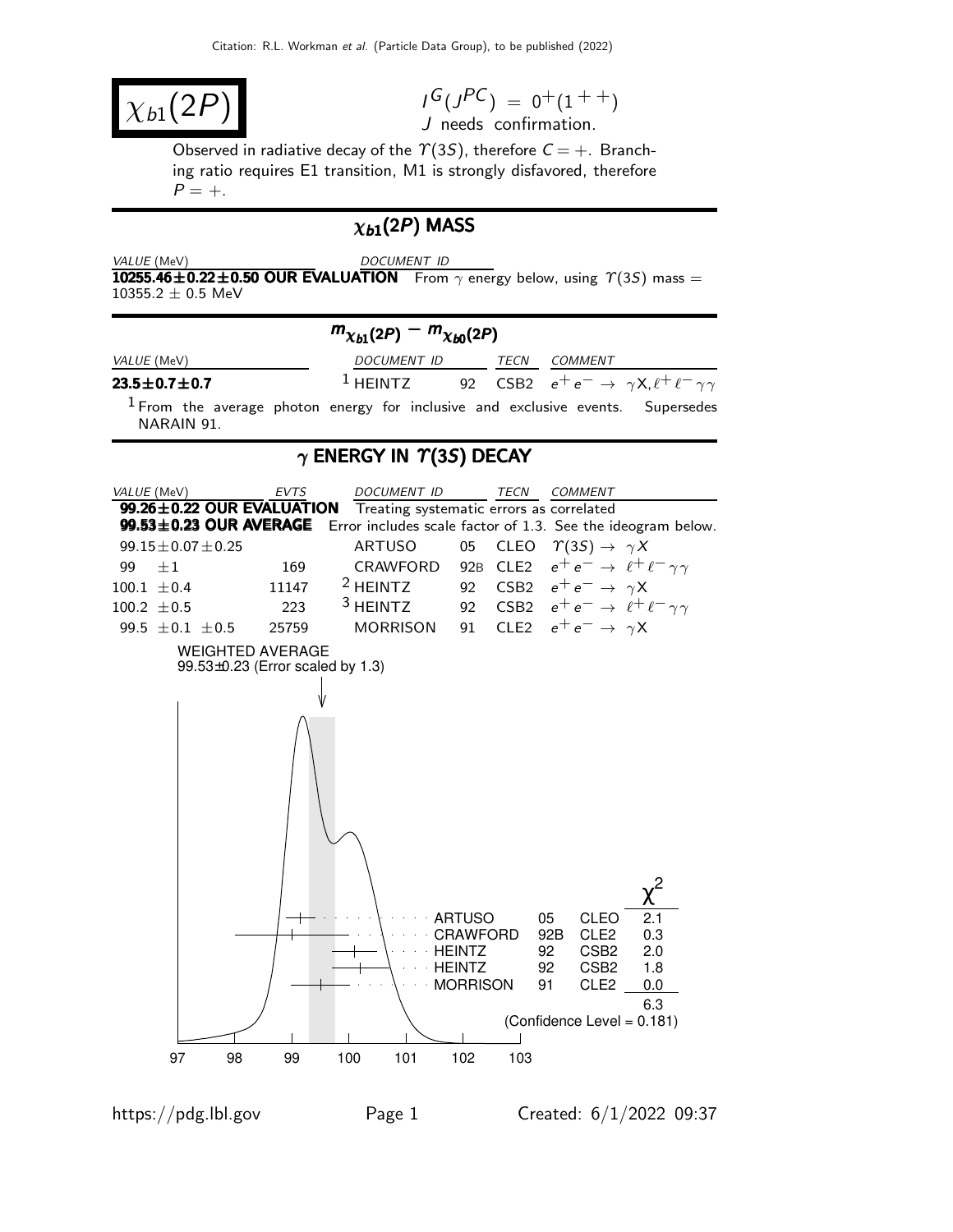# $\chi_{b1}(2P)$

$I^G(J^{PC}) = 0^+(1^{++})$
$J$ needs confirmation.

Observed in radiative decay of the $\Upsilon(3S)$, therefore $C = +$. Branching ratio requires E1 transition, M1 is strongly disfavored, therefore $P = +$.

## $\chi_{b1}(2P)$ MASS

| VALUE (MeV) | DOCUMENT ID |
|---|---|
| **10255.46±0.22±0.50 OUR EVALUATION** | From $\gamma$ energy below, using $\Upsilon(3S)$ mass = 10355.2 ± 0.5 MeV |

## $m_{\chi_{b1}(2P)} - m_{\chi_{b0}(2P)}$

| VALUE (MeV) | DOCUMENT ID | | TECN | COMMENT |
|---|---|---|---|---|
| **23.5±0.7±0.7** | [1] HEINTZ | 92 | CSB2 | $e^+e^- \rightarrow \gamma X, \ell^+\ell^-\gamma\gamma$ |

[1] From the average photon energy for inclusive and exclusive events. Supersedes NARAIN 91.

## $\gamma$ ENERGY IN $\Upsilon(3S)$ DECAY

| VALUE (MeV) | EVTS | DOCUMENT ID | | TECN | COMMENT |
|---|---|---|---|---|---|
| **99.26±0.22 OUR EVALUATION** | | Treating systematic errors as correlated | | | |
| **99.53±0.23 OUR AVERAGE** | | Error includes scale factor of 1.3. See the ideogram below. | | | |
| 99.15±0.07±0.25 | | ARTUSO | 05 | CLEO | $\Upsilon(3S) \rightarrow \gamma X$ |
| 99 ±1 | 169 | CRAWFORD | 92B | CLE2 | $e^+e^- \rightarrow \ell^+\ell^-\gamma\gamma$ |
| 100.1 ±0.4 | 11147 | [2] HEINTZ | 92 | CSB2 | $e^+e^- \rightarrow \gamma X$ |
| 100.2 ±0.5 | 223 | [3] HEINTZ | 92 | CSB2 | $e^+e^- \rightarrow \ell^+\ell^-\gamma\gamma$ |
| 99.5 ±0.1 ±0.5 | 25759 | MORRISON | 91 | CLE2 | $e^+e^- \rightarrow \gamma X$ |

WEIGHTED AVERAGE
99.53±0.23 (Error scaled by 1.3)

| | | | $\chi^2$ |
|---|---|---|---|
| ARTUSO | 05 | CLEO | 2.1 |
| CRAWFORD | 92B | CLE2 | 0.3 |
| HEINTZ | 92 | CSB2 | 2.0 |
| HEINTZ | 92 | CSB2 | 1.8 |
| MORRISON | 91 | CLE2 | 0.0 |
| | | | 6.3 |

(Confidence Level = 0.181)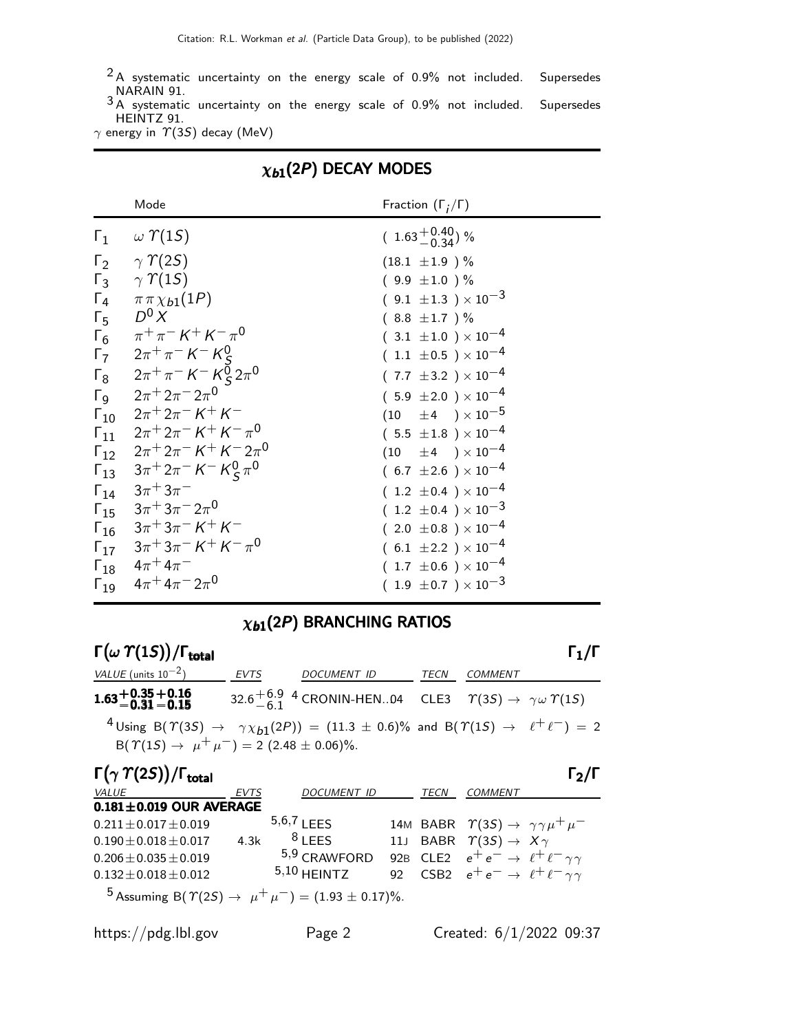[2] A systematic uncertainty on the energy scale of 0.9% not included. Supersedes NARAIN 91.

[3] A systematic uncertainty on the energy scale of 0.9% not included. Supersedes HEINTZ 91.

$\gamma$ energy in $\Upsilon(3S)$ decay (MeV)

## $\chi_{b1}(2P)$ DECAY MODES

| | Mode | Fraction ($\Gamma_i/\Gamma$) |
|---|---|---|
| $\Gamma_1$ | $\omega\,\Upsilon(1S)$ | $(1.63^{+0.40}_{-0.34})$ % |
| $\Gamma_2$ | $\gamma\,\Upsilon(2S)$ | $(18.1 \pm 1.9)$ % |
| $\Gamma_3$ | $\gamma\,\Upsilon(1S)$ | $(9.9 \pm 1.0)$ % |
| $\Gamma_4$ | $\pi\pi\chi_{b1}(1P)$ | $(9.1 \pm 1.3) \times 10^{-3}$ |
| $\Gamma_5$ | $D^0 X$ | $(8.8 \pm 1.7)$ % |
| $\Gamma_6$ | $\pi^+\pi^- K^+ K^- \pi^0$ | $(3.1 \pm 1.0) \times 10^{-4}$ |
| $\Gamma_7$ | $2\pi^+\pi^- K^- K^0_S$ | $(1.1 \pm 0.5) \times 10^{-4}$ |
| $\Gamma_8$ | $2\pi^+\pi^- K^- K^0_S 2\pi^0$ | $(7.7 \pm 3.2) \times 10^{-4}$ |
| $\Gamma_9$ | $2\pi^+ 2\pi^- 2\pi^0$ | $(5.9 \pm 2.0) \times 10^{-4}$ |
| $\Gamma_{10}$ | $2\pi^+ 2\pi^- K^+ K^-$ | $(10 \pm 4) \times 10^{-5}$ |
| $\Gamma_{11}$ | $2\pi^+ 2\pi^- K^+ K^- \pi^0$ | $(5.5 \pm 1.8) \times 10^{-4}$ |
| $\Gamma_{12}$ | $2\pi^+ 2\pi^- K^+ K^- 2\pi^0$ | $(10 \pm 4) \times 10^{-4}$ |
| $\Gamma_{13}$ | $3\pi^+ 2\pi^- K^- K^0_S \pi^0$ | $(6.7 \pm 2.6) \times 10^{-4}$ |
| $\Gamma_{14}$ | $3\pi^+ 3\pi^-$ | $(1.2 \pm 0.4) \times 10^{-4}$ |
| $\Gamma_{15}$ | $3\pi^+ 3\pi^- 2\pi^0$ | $(1.2 \pm 0.4) \times 10^{-3}$ |
| $\Gamma_{16}$ | $3\pi^+ 3\pi^- K^+ K^-$ | $(2.0 \pm 0.8) \times 10^{-4}$ |
| $\Gamma_{17}$ | $3\pi^+ 3\pi^- K^+ K^- \pi^0$ | $(6.1 \pm 2.2) \times 10^{-4}$ |
| $\Gamma_{18}$ | $4\pi^+ 4\pi^-$ | $(1.7 \pm 0.6) \times 10^{-4}$ |
| $\Gamma_{19}$ | $4\pi^+ 4\pi^- 2\pi^0$ | $(1.9 \pm 0.7) \times 10^{-3}$ |

## $\chi_{b1}(2P)$ BRANCHING RATIOS

### $\Gamma(\omega\,\Upsilon(1S))/\Gamma_{\text{total}}$ — $\Gamma_1/\Gamma$

| VALUE (units $10^{-2}$) | EVTS | DOCUMENT ID | TECN | COMMENT |
|---|---|---|---|---|
| $\mathbf{1.63^{+0.35}_{-0.31}{}^{+0.16}_{-0.15}}$ | $32.6^{+6.9}_{-6.1}$ | [4] CRONIN-HEN..04 | CLE3 | $\Upsilon(3S) \to \gamma\omega\,\Upsilon(1S)$ |

[4] Using B($\Upsilon(3S) \to \gamma\chi_{b1}(2P)$) = (11.3 ± 0.6)% and B($\Upsilon(1S) \to \ell^+\ell^-$) = 2 B($\Upsilon(1S) \to \mu^+\mu^-$) = 2 (2.48 ± 0.06)%.

### $\Gamma(\gamma\,\Upsilon(2S))/\Gamma_{\text{total}}$ — $\Gamma_2/\Gamma$

| VALUE | EVTS | DOCUMENT ID | | TECN | COMMENT |
|---|---|---|---|---|---|
| **0.181±0.019 OUR AVERAGE** | | | | | |
| $0.211 \pm 0.017 \pm 0.019$ | | [5,6,7] LEES | 14M | BABR | $\Upsilon(3S) \to \gamma\gamma\mu^+\mu^-$ |
| $0.190 \pm 0.018 \pm 0.017$ | 4.3k | [8] LEES | 11J | BABR | $\Upsilon(3S) \to X\gamma$ |
| $0.206 \pm 0.035 \pm 0.019$ | | [5,9] CRAWFORD | 92B | CLE2 | $e^+e^- \to \ell^+\ell^-\gamma\gamma$ |
| $0.132 \pm 0.018 \pm 0.012$ | | [5,10] HEINTZ | 92 | CSB2 | $e^+e^- \to \ell^+\ell^-\gamma\gamma$ |

[5] Assuming B($\Upsilon(2S) \to \mu^+\mu^-$) = (1.93 ± 0.17)%.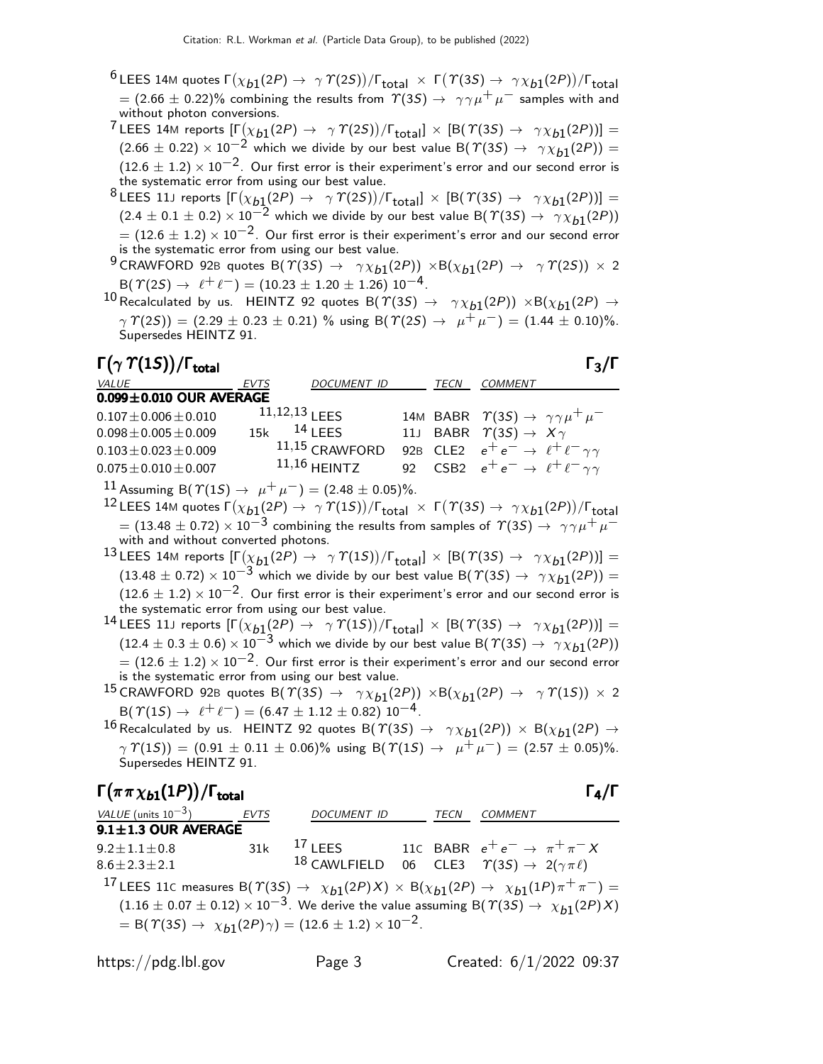[6] LEES 14M quotes $\Gamma(\chi_{b1}(2P) \to \gamma \Upsilon(2S))/\Gamma_{\text{total}} \times \Gamma(\Upsilon(3S) \to \gamma\chi_{b1}(2P))/\Gamma_{\text{total}}$ $= (2.66 \pm 0.22)\%$ combining the results from $\Upsilon(3S) \to \gamma\gamma\mu^+\mu^-$ samples with and without photon conversions.

[7] LEES 14M reports $[\Gamma(\chi_{b1}(2P) \to \gamma \Upsilon(2S))/\Gamma_{\text{total}}] \times [B(\Upsilon(3S) \to \gamma\chi_{b1}(2P))] =$ $(2.66 \pm 0.22) \times 10^{-2}$ which we divide by our best value $B(\Upsilon(3S) \to \gamma\chi_{b1}(2P)) =$ $(12.6 \pm 1.2) \times 10^{-2}$. Our first error is their experiment's error and our second error is the systematic error from using our best value.

[8] LEES 11J reports $[\Gamma(\chi_{b1}(2P) \to \gamma \Upsilon(2S))/\Gamma_{\text{total}}] \times [B(\Upsilon(3S) \to \gamma\chi_{b1}(2P))] =$ $(2.4 \pm 0.1 \pm 0.2) \times 10^{-2}$ which we divide by our best value $B(\Upsilon(3S) \to \gamma\chi_{b1}(2P))$ $= (12.6 \pm 1.2) \times 10^{-2}$. Our first error is their experiment's error and our second error is the systematic error from using our best value.

[9] CRAWFORD 92B quotes $B(\Upsilon(3S) \to \gamma\chi_{b1}(2P)) \times B(\chi_{b1}(2P) \to \gamma \Upsilon(2S)) \times 2$ $B(\Upsilon(2S) \to \ell^+\ell^-) = (10.23 \pm 1.20 \pm 1.26)\ 10^{-4}$.

[10] Recalculated by us. HEINTZ 92 quotes $B(\Upsilon(3S) \to \gamma\chi_{b1}(2P)) \times B(\chi_{b1}(2P) \to$ $\gamma \Upsilon(2S)) = (2.29 \pm 0.23 \pm 0.21)\ \%$ using $B(\Upsilon(2S) \to \mu^+\mu^-) = (1.44 \pm 0.10)\%$. Supersedes HEINTZ 91.

## $\Gamma(\gamma\,\Upsilon(1S))/\Gamma_{\text{total}}$ $\qquad\qquad$ $\Gamma_3/\Gamma$

| VALUE | EVTS | DOCUMENT ID | | TECN | COMMENT |
|---|---|---|---|---|---|
| **0.099±0.010 OUR AVERAGE** | | | | | |
| $0.107 \pm 0.006 \pm 0.010$ | | [11,12,13] LEES | 14M | BABR | $\Upsilon(3S) \to \gamma\gamma\mu^+\mu^-$ |
| $0.098 \pm 0.005 \pm 0.009$ | 15k | [14] LEES | 11J | BABR | $\Upsilon(3S) \to X\gamma$ |
| $0.103 \pm 0.023 \pm 0.009$ | | [11,15] CRAWFORD | 92B | CLE2 | $e^+e^- \to \ell^+\ell^-\gamma\gamma$ |
| $0.075 \pm 0.010 \pm 0.007$ | | [11,16] HEINTZ | 92 | CSB2 | $e^+e^- \to \ell^+\ell^-\gamma\gamma$ |

[11] Assuming $B(\Upsilon(1S) \to \mu^+\mu^-) = (2.48 \pm 0.05)\%$.

[12] LEES 14M quotes $\Gamma(\chi_{b1}(2P) \to \gamma \Upsilon(1S))/\Gamma_{\text{total}} \times \Gamma(\Upsilon(3S) \to \gamma\chi_{b1}(2P))/\Gamma_{\text{total}}$ $= (13.48 \pm 0.72) \times 10^{-3}$ combining the results from samples of $\Upsilon(3S) \to \gamma\gamma\mu^+\mu^-$ with and without converted photons.

[13] LEES 14M reports $[\Gamma(\chi_{b1}(2P) \to \gamma \Upsilon(1S))/\Gamma_{\text{total}}] \times [B(\Upsilon(3S) \to \gamma\chi_{b1}(2P))] =$ $(13.48 \pm 0.72) \times 10^{-3}$ which we divide by our best value $B(\Upsilon(3S) \to \gamma\chi_{b1}(2P)) =$ $(12.6 \pm 1.2) \times 10^{-2}$. Our first error is their experiment's error and our second error is the systematic error from using our best value.

[14] LEES 11J reports $[\Gamma(\chi_{b1}(2P) \to \gamma \Upsilon(1S))/\Gamma_{\text{total}}] \times [B(\Upsilon(3S) \to \gamma\chi_{b1}(2P))] =$ $(12.4 \pm 0.3 \pm 0.6) \times 10^{-3}$ which we divide by our best value $B(\Upsilon(3S) \to \gamma\chi_{b1}(2P))$ $= (12.6 \pm 1.2) \times 10^{-2}$. Our first error is their experiment's error and our second error is the systematic error from using our best value.

[15] CRAWFORD 92B quotes $B(\Upsilon(3S) \to \gamma\chi_{b1}(2P)) \times B(\chi_{b1}(2P) \to \gamma \Upsilon(1S)) \times 2$ $B(\Upsilon(1S) \to \ell^+\ell^-) = (6.47 \pm 1.12 \pm 0.82)\ 10^{-4}$.

[16] Recalculated by us. HEINTZ 92 quotes $B(\Upsilon(3S) \to \gamma\chi_{b1}(2P)) \times B(\chi_{b1}(2P) \to$ $\gamma \Upsilon(1S)) = (0.91 \pm 0.11 \pm 0.06)\%$ using $B(\Upsilon(1S) \to \mu^+\mu^-) = (2.57 \pm 0.05)\%$. Supersedes HEINTZ 91.

## $\Gamma(\pi\pi\chi_{b1}(1P))/\Gamma_{\text{total}}$ $\qquad\qquad$ $\Gamma_4/\Gamma$

| VALUE (units $10^{-3}$) | EVTS | DOCUMENT ID | | TECN | COMMENT |
|---|---|---|---|---|---|
| **9.1±1.3 OUR AVERAGE** | | | | | |
| $9.2 \pm 1.1 \pm 0.8$ | 31k | [17] LEES | 11C | BABR | $e^+e^- \to \pi^+\pi^- X$ |
| $8.6 \pm 2.3 \pm 2.1$ | | [18] CAWLFIELD | 06 | CLE3 | $\Upsilon(3S) \to 2(\gamma\pi\ell)$ |

[17] LEES 11C measures $B(\Upsilon(3S) \to \chi_{b1}(2P)X) \times B(\chi_{b1}(2P) \to \chi_{b1}(1P)\pi^+\pi^-) =$ $(1.16 \pm 0.07 \pm 0.12) \times 10^{-3}$. We derive the value assuming $B(\Upsilon(3S) \to \chi_{b1}(2P)X)$ $= B(\Upsilon(3S) \to \chi_{b1}(2P)\gamma) = (12.6 \pm 1.2) \times 10^{-2}$.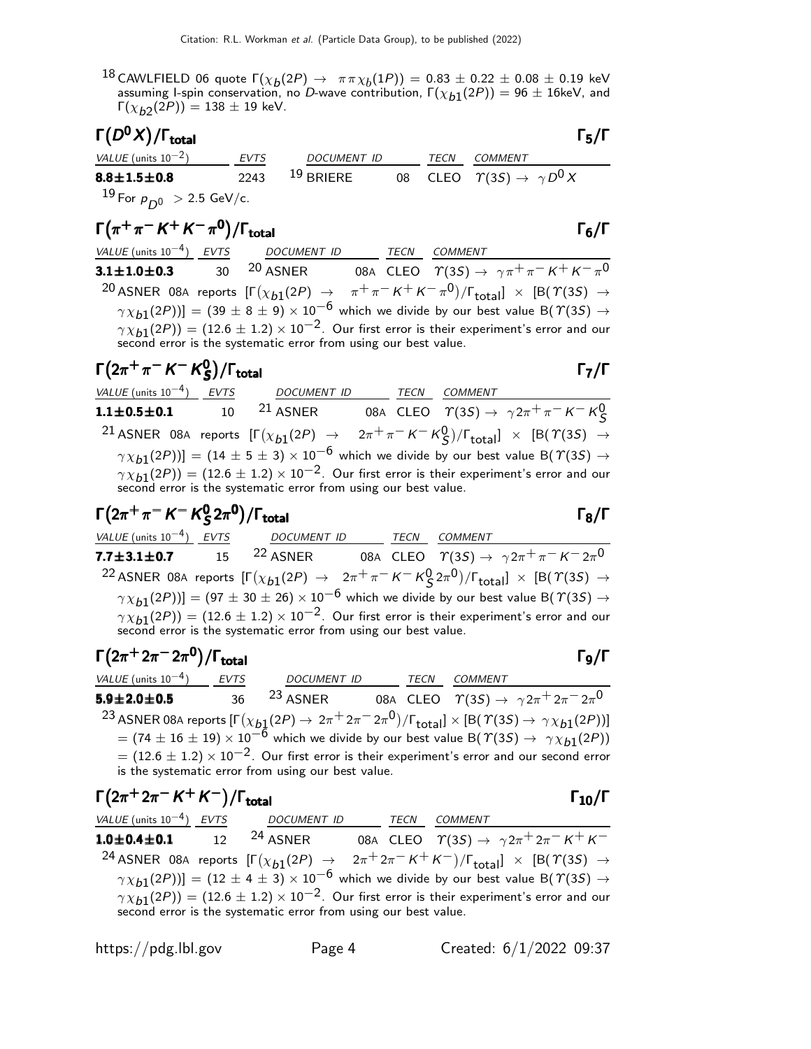[18] CAWLFIELD 06 quote $\Gamma(\chi_b(2P) \to \pi\pi\chi_b(1P)) = 0.83 \pm 0.22 \pm 0.08 \pm 0.19$ keV assuming I-spin conservation, no $D$-wave contribution, $\Gamma(\chi_{b1}(2P)) = 96 \pm 16$keV, and $\Gamma(\chi_{b2}(2P)) = 138 \pm 19$ keV.

## $\Gamma(D^0 X)/\Gamma_{total}$ — $\Gamma_5/\Gamma$

| VALUE (units $10^{-2}$) | EVTS | DOCUMENT ID | | TECN | COMMENT |
|---|---|---|---|---|---|
| **8.8±1.5±0.8** | 2243 | [19] BRIERE | 08 | CLEO | $\Upsilon(3S) \to \gamma D^0 X$ |

[19] For $p_{D^0} > 2.5$ GeV/c.

## $\Gamma(\pi^+\pi^- K^+ K^- \pi^0)/\Gamma_{total}$ — $\Gamma_6/\Gamma$

| VALUE (units $10^{-4}$) | EVTS | DOCUMENT ID | | TECN | COMMENT |
|---|---|---|---|---|---|
| **3.1±1.0±0.3** | 30 | [20] ASNER | 08A | CLEO | $\Upsilon(3S) \to \gamma\pi^+\pi^- K^+ K^- \pi^0$ |

[20] ASNER 08A reports $[\Gamma(\chi_{b1}(2P) \to \pi^+\pi^- K^+ K^- \pi^0)/\Gamma_{total}] \times [B(\Upsilon(3S) \to \gamma\chi_{b1}(2P))] = (39 \pm 8 \pm 9) \times 10^{-6}$ which we divide by our best value $B(\Upsilon(3S) \to \gamma\chi_{b1}(2P)) = (12.6 \pm 1.2) \times 10^{-2}$. Our first error is their experiment's error and our second error is the systematic error from using our best value.

## $\Gamma(2\pi^+\pi^- K^- K^0_S)/\Gamma_{total}$ — $\Gamma_7/\Gamma$

| VALUE (units $10^{-4}$) | EVTS | DOCUMENT ID | | TECN | COMMENT |
|---|---|---|---|---|---|
| **1.1±0.5±0.1** | 10 | [21] ASNER | 08A | CLEO | $\Upsilon(3S) \to \gamma 2\pi^+\pi^- K^- K^0_S$ |

[21] ASNER 08A reports $[\Gamma(\chi_{b1}(2P) \to 2\pi^+\pi^- K^- K^0_S)/\Gamma_{total}] \times [B(\Upsilon(3S) \to \gamma\chi_{b1}(2P))] = (14 \pm 5 \pm 3) \times 10^{-6}$ which we divide by our best value $B(\Upsilon(3S) \to \gamma\chi_{b1}(2P)) = (12.6 \pm 1.2) \times 10^{-2}$. Our first error is their experiment's error and our second error is the systematic error from using our best value.

## $\Gamma(2\pi^+\pi^- K^- K^0_S 2\pi^0)/\Gamma_{total}$ — $\Gamma_8/\Gamma$

| VALUE (units $10^{-4}$) | EVTS | DOCUMENT ID | | TECN | COMMENT |
|---|---|---|---|---|---|
| **7.7±3.1±0.7** | 15 | [22] ASNER | 08A | CLEO | $\Upsilon(3S) \to \gamma 2\pi^+\pi^- K^- 2\pi^0$ |

[22] ASNER 08A reports $[\Gamma(\chi_{b1}(2P) \to 2\pi^+\pi^- K^- K^0_S 2\pi^0)/\Gamma_{total}] \times [B(\Upsilon(3S) \to \gamma\chi_{b1}(2P))] = (97 \pm 30 \pm 26) \times 10^{-6}$ which we divide by our best value $B(\Upsilon(3S) \to \gamma\chi_{b1}(2P)) = (12.6 \pm 1.2) \times 10^{-2}$. Our first error is their experiment's error and our second error is the systematic error from using our best value.

## $\Gamma(2\pi^+ 2\pi^- 2\pi^0)/\Gamma_{total}$ — $\Gamma_9/\Gamma$

| VALUE (units $10^{-4}$) | EVTS | DOCUMENT ID | | TECN | COMMENT |
|---|---|---|---|---|---|
| **5.9±2.0±0.5** | 36 | [23] ASNER | 08A | CLEO | $\Upsilon(3S) \to \gamma 2\pi^+ 2\pi^- 2\pi^0$ |

[23] ASNER 08A reports $[\Gamma(\chi_{b1}(2P) \to 2\pi^+ 2\pi^- 2\pi^0)/\Gamma_{total}] \times [B(\Upsilon(3S) \to \gamma\chi_{b1}(2P))] = (74 \pm 16 \pm 19) \times 10^{-6}$ which we divide by our best value $B(\Upsilon(3S) \to \gamma\chi_{b1}(2P)) = (12.6 \pm 1.2) \times 10^{-2}$. Our first error is their experiment's error and our second error is the systematic error from using our best value.

## $\Gamma(2\pi^+ 2\pi^- K^+ K^-)/\Gamma_{total}$ — $\Gamma_{10}/\Gamma$

| VALUE (units $10^{-4}$) | EVTS | DOCUMENT ID | | TECN | COMMENT |
|---|---|---|---|---|---|
| **1.0±0.4±0.1** | 12 | [24] ASNER | 08A | CLEO | $\Upsilon(3S) \to \gamma 2\pi^+ 2\pi^- K^+ K^-$ |

[24] ASNER 08A reports $[\Gamma(\chi_{b1}(2P) \to 2\pi^+ 2\pi^- K^+ K^-)/\Gamma_{total}] \times [B(\Upsilon(3S) \to \gamma\chi_{b1}(2P))] = (12 \pm 4 \pm 3) \times 10^{-6}$ which we divide by our best value $B(\Upsilon(3S) \to \gamma\chi_{b1}(2P)) = (12.6 \pm 1.2) \times 10^{-2}$. Our first error is their experiment's error and our second error is the systematic error from using our best value.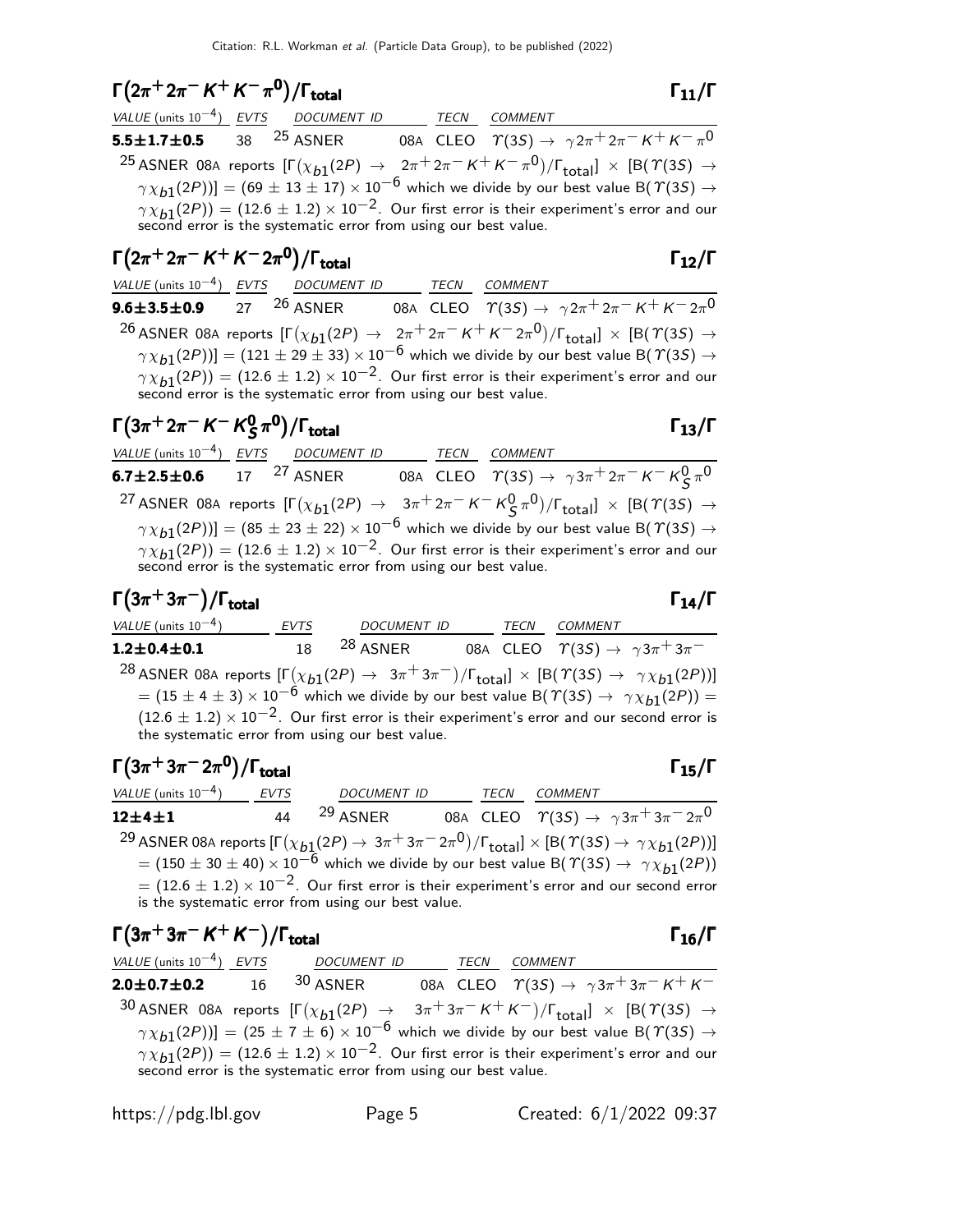## $\Gamma(2\pi^+ 2\pi^- K^+ K^- \pi^0)/\Gamma_{\text{total}}$ $\qquad \Gamma_{11}/\Gamma$

| VALUE (units $10^{-4}$) | EVTS | DOCUMENT ID | | TECN | COMMENT |
|---|---|---|---|---|---|
| **5.5±1.7±0.5** | 38 | [25] ASNER | 08A | CLEO | $\Upsilon(3S) \to \gamma 2\pi^+ 2\pi^- K^+ K^- \pi^0$ |

[25] ASNER 08A reports $[\Gamma(\chi_{b1}(2P) \to 2\pi^+ 2\pi^- K^+ K^- \pi^0)/\Gamma_{\text{total}}] \times [B(\Upsilon(3S) \to \gamma \chi_{b1}(2P))] = (69 \pm 13 \pm 17) \times 10^{-6}$ which we divide by our best value $B(\Upsilon(3S) \to \gamma \chi_{b1}(2P)) = (12.6 \pm 1.2) \times 10^{-2}$. Our first error is their experiment's error and our second error is the systematic error from using our best value.

## $\Gamma(2\pi^+ 2\pi^- K^+ K^- 2\pi^0)/\Gamma_{\text{total}}$ $\qquad \Gamma_{12}/\Gamma$

| VALUE (units $10^{-4}$) | EVTS | DOCUMENT ID | | TECN | COMMENT |
|---|---|---|---|---|---|
| **9.6±3.5±0.9** | 27 | [26] ASNER | 08A | CLEO | $\Upsilon(3S) \to \gamma 2\pi^+ 2\pi^- K^+ K^- 2\pi^0$ |

[26] ASNER 08A reports $[\Gamma(\chi_{b1}(2P) \to 2\pi^+ 2\pi^- K^+ K^- 2\pi^0)/\Gamma_{\text{total}}] \times [B(\Upsilon(3S) \to \gamma \chi_{b1}(2P))] = (121 \pm 29 \pm 33) \times 10^{-6}$ which we divide by our best value $B(\Upsilon(3S) \to \gamma \chi_{b1}(2P)) = (12.6 \pm 1.2) \times 10^{-2}$. Our first error is their experiment's error and our second error is the systematic error from using our best value.

## $\Gamma(3\pi^+ 2\pi^- K^- K^0_S \pi^0)/\Gamma_{\text{total}}$ $\qquad \Gamma_{13}/\Gamma$

| VALUE (units $10^{-4}$) | EVTS | DOCUMENT ID | | TECN | COMMENT |
|---|---|---|---|---|---|
| **6.7±2.5±0.6** | 17 | [27] ASNER | 08A | CLEO | $\Upsilon(3S) \to \gamma 3\pi^+ 2\pi^- K^- K^0_S \pi^0$ |

[27] ASNER 08A reports $[\Gamma(\chi_{b1}(2P) \to 3\pi^+ 2\pi^- K^- K^0_S \pi^0)/\Gamma_{\text{total}}] \times [B(\Upsilon(3S) \to \gamma \chi_{b1}(2P))] = (85 \pm 23 \pm 22) \times 10^{-6}$ which we divide by our best value $B(\Upsilon(3S) \to \gamma \chi_{b1}(2P)) = (12.6 \pm 1.2) \times 10^{-2}$. Our first error is their experiment's error and our second error is the systematic error from using our best value.

## $\Gamma(3\pi^+ 3\pi^-)/\Gamma_{\text{total}}$ $\qquad \Gamma_{14}/\Gamma$

| VALUE (units $10^{-4}$) | EVTS | DOCUMENT ID | | TECN | COMMENT |
|---|---|---|---|---|---|
| **1.2±0.4±0.1** | 18 | [28] ASNER | 08A | CLEO | $\Upsilon(3S) \to \gamma 3\pi^+ 3\pi^-$ |

[28] ASNER 08A reports $[\Gamma(\chi_{b1}(2P) \to 3\pi^+ 3\pi^-)/\Gamma_{\text{total}}] \times [B(\Upsilon(3S) \to \gamma \chi_{b1}(2P))] = (15 \pm 4 \pm 3) \times 10^{-6}$ which we divide by our best value $B(\Upsilon(3S) \to \gamma \chi_{b1}(2P)) = (12.6 \pm 1.2) \times 10^{-2}$. Our first error is their experiment's error and our second error is the systematic error from using our best value.

## $\Gamma(3\pi^+ 3\pi^- 2\pi^0)/\Gamma_{\text{total}}$ $\qquad \Gamma_{15}/\Gamma$

| VALUE (units $10^{-4}$) | EVTS | DOCUMENT ID | | TECN | COMMENT |
|---|---|---|---|---|---|
| **12±4±1** | 44 | [29] ASNER | 08A | CLEO | $\Upsilon(3S) \to \gamma 3\pi^+ 3\pi^- 2\pi^0$ |

[29] ASNER 08A reports $[\Gamma(\chi_{b1}(2P) \to 3\pi^+ 3\pi^- 2\pi^0)/\Gamma_{\text{total}}] \times [B(\Upsilon(3S) \to \gamma \chi_{b1}(2P))] = (150 \pm 30 \pm 40) \times 10^{-6}$ which we divide by our best value $B(\Upsilon(3S) \to \gamma \chi_{b1}(2P)) = (12.6 \pm 1.2) \times 10^{-2}$. Our first error is their experiment's error and our second error is the systematic error from using our best value.

## $\Gamma(3\pi^+ 3\pi^- K^+ K^-)/\Gamma_{\text{total}}$ $\qquad \Gamma_{16}/\Gamma$

| VALUE (units $10^{-4}$) | EVTS | DOCUMENT ID | | TECN | COMMENT |
|---|---|---|---|---|---|
| **2.0±0.7±0.2** | 16 | [30] ASNER | 08A | CLEO | $\Upsilon(3S) \to \gamma 3\pi^+ 3\pi^- K^+ K^-$ |

[30] ASNER 08A reports $[\Gamma(\chi_{b1}(2P) \to 3\pi^+ 3\pi^- K^+ K^-)/\Gamma_{\text{total}}] \times [B(\Upsilon(3S) \to \gamma \chi_{b1}(2P))] = (25 \pm 7 \pm 6) \times 10^{-6}$ which we divide by our best value $B(\Upsilon(3S) \to \gamma \chi_{b1}(2P)) = (12.6 \pm 1.2) \times 10^{-2}$. Our first error is their experiment's error and our second error is the systematic error from using our best value.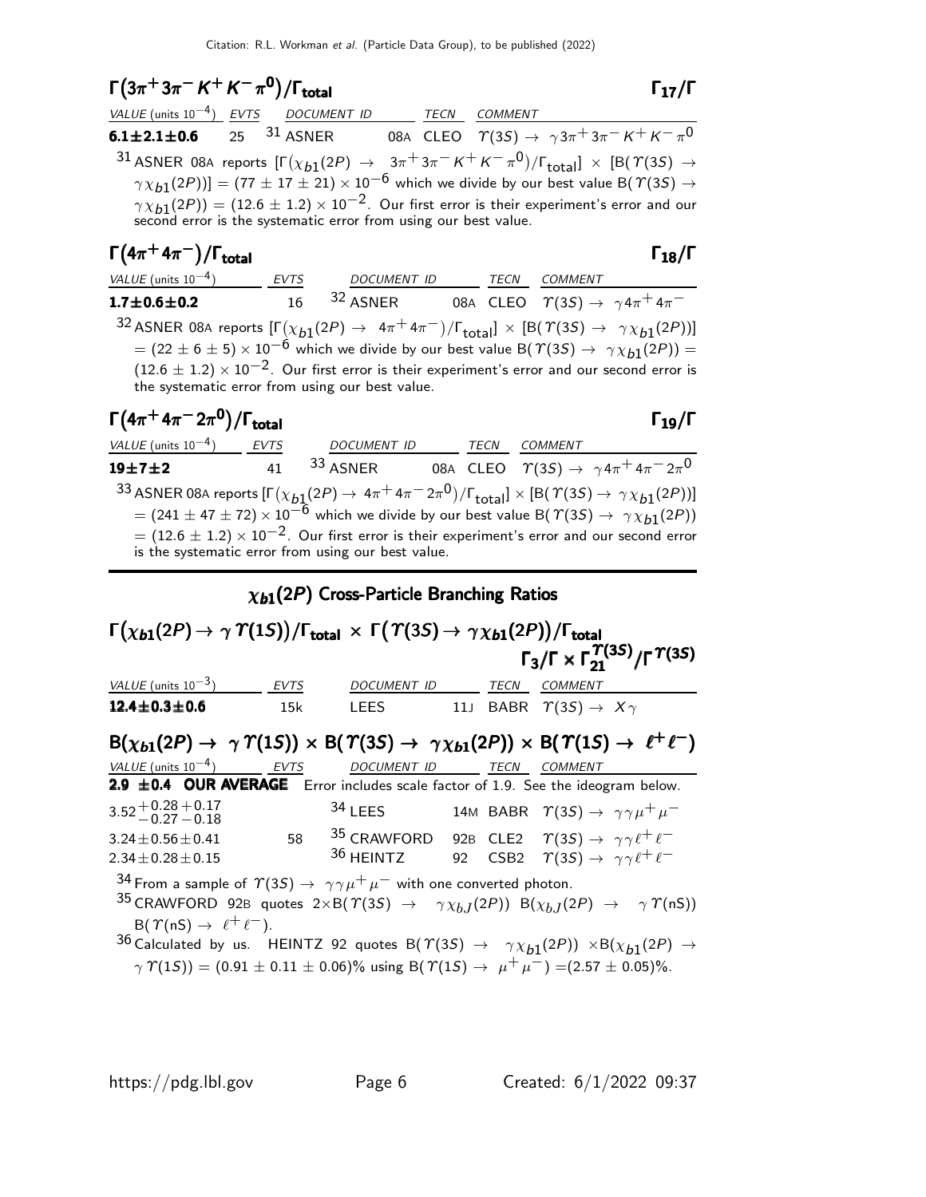### $\Gamma(3\pi^+ 3\pi^- K^+ K^- \pi^0)/\Gamma_{total}$ — $\Gamma_{17}/\Gamma$

| VALUE (units $10^{-4}$) | EVTS | DOCUMENT ID | | TECN | COMMENT |
|---|---|---|---|---|---|
| **6.1±2.1±0.6** | 25 | [31] ASNER | 08A | CLEO | $\Upsilon(3S) \to \gamma 3\pi^+ 3\pi^- K^+ K^- \pi^0$ |

[31] ASNER 08A reports $[\Gamma(\chi_{b1}(2P) \to 3\pi^+ 3\pi^- K^+ K^- \pi^0)/\Gamma_{total}] \times [B(\Upsilon(3S) \to \gamma\chi_{b1}(2P))] = (77 \pm 17 \pm 21) \times 10^{-6}$ which we divide by our best value $B(\Upsilon(3S) \to \gamma\chi_{b1}(2P)) = (12.6 \pm 1.2) \times 10^{-2}$. Our first error is their experiment's error and our second error is the systematic error from using our best value.

### $\Gamma(4\pi^+ 4\pi^-)/\Gamma_{total}$ — $\Gamma_{18}/\Gamma$

| VALUE (units $10^{-4}$) | EVTS | DOCUMENT ID | | TECN | COMMENT |
|---|---|---|---|---|---|
| **1.7±0.6±0.2** | 16 | [32] ASNER | 08A | CLEO | $\Upsilon(3S) \to \gamma 4\pi^+ 4\pi^-$ |

[32] ASNER 08A reports $[\Gamma(\chi_{b1}(2P) \to 4\pi^+ 4\pi^-)/\Gamma_{total}] \times [B(\Upsilon(3S) \to \gamma\chi_{b1}(2P))] = (22 \pm 6 \pm 5) \times 10^{-6}$ which we divide by our best value $B(\Upsilon(3S) \to \gamma\chi_{b1}(2P)) = (12.6 \pm 1.2) \times 10^{-2}$. Our first error is their experiment's error and our second error is the systematic error from using our best value.

### $\Gamma(4\pi^+ 4\pi^- 2\pi^0)/\Gamma_{total}$ — $\Gamma_{19}/\Gamma$

| VALUE (units $10^{-4}$) | EVTS | DOCUMENT ID | | TECN | COMMENT |
|---|---|---|---|---|---|
| **19±7±2** | 41 | [33] ASNER | 08A | CLEO | $\Upsilon(3S) \to \gamma 4\pi^+ 4\pi^- 2\pi^0$ |

[33] ASNER 08A reports $[\Gamma(\chi_{b1}(2P) \to 4\pi^+ 4\pi^- 2\pi^0)/\Gamma_{total}] \times [B(\Upsilon(3S) \to \gamma\chi_{b1}(2P))] = (241 \pm 47 \pm 72) \times 10^{-6}$ which we divide by our best value $B(\Upsilon(3S) \to \gamma\chi_{b1}(2P)) = (12.6 \pm 1.2) \times 10^{-2}$. Our first error is their experiment's error and our second error is the systematic error from using our best value.

## $\chi_{b1}(2P)$ Cross-Particle Branching Ratios

### $\Gamma(\chi_{b1}(2P) \to \gamma\Upsilon(1S))/\Gamma_{total} \times \Gamma(\Upsilon(3S) \to \gamma\chi_{b1}(2P))/\Gamma_{total}$ — $\Gamma_3/\Gamma \times \Gamma_{21}^{\Upsilon(3S)}/\Gamma^{\Upsilon(3S)}$

| VALUE (units $10^{-3}$) | EVTS | DOCUMENT ID | | TECN | COMMENT |
|---|---|---|---|---|---|
| **12.4±0.3±0.6** | 15k | LEES | 11J | BABR | $\Upsilon(3S) \to X\gamma$ |

### $B(\chi_{b1}(2P) \to \gamma\Upsilon(1S)) \times B(\Upsilon(3S) \to \gamma\chi_{b1}(2P)) \times B(\Upsilon(1S) \to \ell^+\ell^-)$

| VALUE (units $10^{-4}$) | EVTS | DOCUMENT ID | | TECN | COMMENT |
|---|---|---|---|---|---|
| **2.9 ±0.4 OUR AVERAGE** | | Error includes scale factor of 1.9. See the ideogram below. | | | |
| $3.52^{+0.28}_{-0.27}{}^{+0.17}_{-0.18}$ | | [34] LEES | 14M | BABR | $\Upsilon(3S) \to \gamma\gamma\mu^+\mu^-$ |
| $3.24 \pm 0.56 \pm 0.41$ | 58 | [35] CRAWFORD | 92B | CLE2 | $\Upsilon(3S) \to \gamma\gamma\ell^+\ell^-$ |
| $2.34 \pm 0.28 \pm 0.15$ | | [36] HEINTZ | 92 | CSB2 | $\Upsilon(3S) \to \gamma\gamma\ell^+\ell^-$ |

[34] From a sample of $\Upsilon(3S) \to \gamma\gamma\mu^+\mu^-$ with one converted photon.

[35] CRAWFORD 92B quotes $2 \times B(\Upsilon(3S) \to \gamma\chi_{bJ}(2P))$ $B(\chi_{bJ}(2P) \to \gamma\Upsilon(\text{nS}))$ $B(\Upsilon(\text{nS}) \to \ell^+\ell^-)$.

[36] Calculated by us. HEINTZ 92 quotes $B(\Upsilon(3S) \to \gamma\chi_{b1}(2P)) \times B(\chi_{b1}(2P) \to \gamma\Upsilon(1S)) = (0.91 \pm 0.11 \pm 0.06)\%$ using $B(\Upsilon(1S) \to \mu^+\mu^-) = (2.57 \pm 0.05)\%$.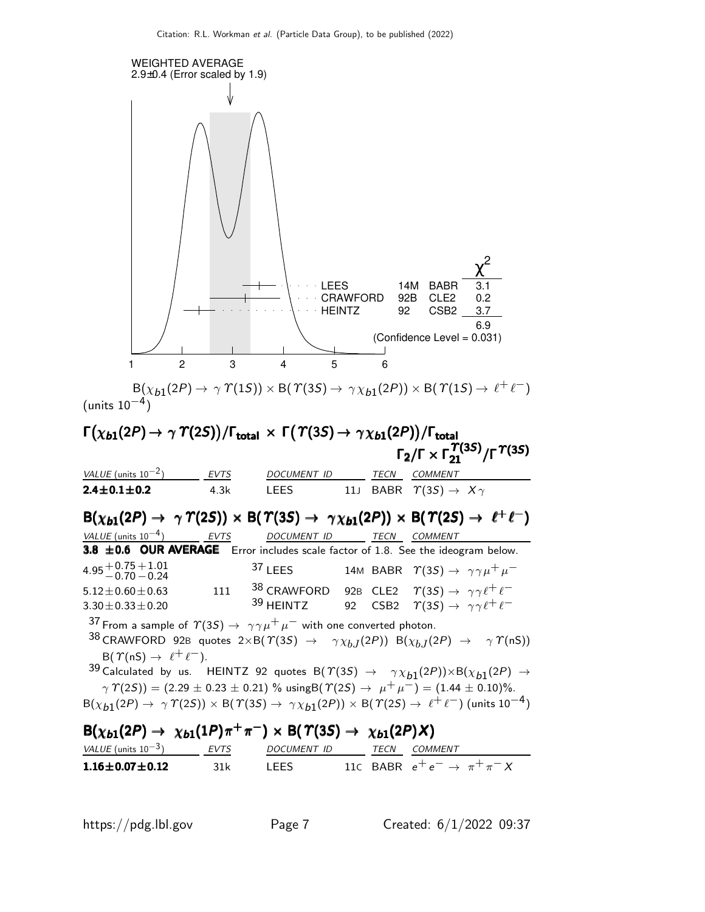WEIGHTED AVERAGE
2.9±0.4 (Error scaled by 1.9)

| | | | $\chi^2$ |
|---|---|---|---|
| LEES | 14M | BABR | 3.1 |
| CRAWFORD | 92B | CLE2 | 0.2 |
| HEINTZ | 92 | CSB2 | 3.7 |
| | | | 6.9 |

(Confidence Level = 0.031)

$B(\chi_{b1}(2P) \to \gamma \Upsilon(1S)) \times B(\Upsilon(3S) \to \gamma \chi_{b1}(2P)) \times B(\Upsilon(1S) \to \ell^+ \ell^-)$ (units $10^{-4}$)

## $\Gamma(\chi_{b1}(2P) \to \gamma \Upsilon(2S))/\Gamma_{total} \times \Gamma(\Upsilon(3S) \to \gamma \chi_{b1}(2P))/\Gamma_{total}$ $\quad \Gamma_2/\Gamma \times \Gamma_{21}^{\Upsilon(3S)}/\Gamma^{\Upsilon(3S)}$

| VALUE (units $10^{-2}$) | EVTS | DOCUMENT ID | | TECN | COMMENT |
|---|---|---|---|---|---|
| **2.4±0.1±0.2** | 4.3k | LEES | 11J | BABR | $\Upsilon(3S) \to X\gamma$ |

## $B(\chi_{b1}(2P) \to \gamma \Upsilon(2S)) \times B(\Upsilon(3S) \to \gamma \chi_{b1}(2P)) \times B(\Upsilon(2S) \to \ell^+ \ell^-)$

| VALUE (units $10^{-4}$) | EVTS | DOCUMENT ID | | TECN | COMMENT |
|---|---|---|---|---|---|
| **3.8 ±0.6 OUR AVERAGE** | | Error includes scale factor of 1.8. See the ideogram below. | | | |
| $4.95^{+0.75}_{-0.70}{}^{+1.01}_{-0.24}$ | | [37] LEES | 14M | BABR | $\Upsilon(3S) \to \gamma\gamma\mu^+\mu^-$ |
| 5.12±0.60±0.63 | 111 | [38] CRAWFORD | 92B | CLE2 | $\Upsilon(3S) \to \gamma\gamma\ell^+\ell^-$ |
| 3.30±0.33±0.20 | | [39] HEINTZ | 92 | CSB2 | $\Upsilon(3S) \to \gamma\gamma\ell^+\ell^-$ |

[37] From a sample of $\Upsilon(3S) \to \gamma\gamma\mu^+\mu^-$ with one converted photon.

[38] CRAWFORD 92B quotes $2\times B(\Upsilon(3S) \to \gamma\chi_{bJ}(2P))$ $B(\chi_{bJ}(2P) \to \gamma\Upsilon(nS))$ $B(\Upsilon(nS) \to \ell^+\ell^-)$.

[39] Calculated by us. HEINTZ 92 quotes $B(\Upsilon(3S) \to \gamma\chi_{b1}(2P))\times B(\chi_{b1}(2P) \to \gamma\Upsilon(2S)) = (2.29 \pm 0.23 \pm 0.21)$ % using $B(\Upsilon(2S) \to \mu^+\mu^-) = (1.44 \pm 0.10)$%.

$B(\chi_{b1}(2P) \to \gamma \Upsilon(2S)) \times B(\Upsilon(3S) \to \gamma \chi_{b1}(2P)) \times B(\Upsilon(2S) \to \ell^+ \ell^-)$ (units $10^{-4}$)

## $B(\chi_{b1}(2P) \to \chi_{b1}(1P)\pi^+\pi^-) \times B(\Upsilon(3S) \to \chi_{b1}(2P)X)$

| VALUE (units $10^{-3}$) | EVTS | DOCUMENT ID | | TECN | COMMENT |
|---|---|---|---|---|---|
| **1.16±0.07±0.12** | 31k | LEES | 11C | BABR | $e^+e^- \to \pi^+\pi^- X$ |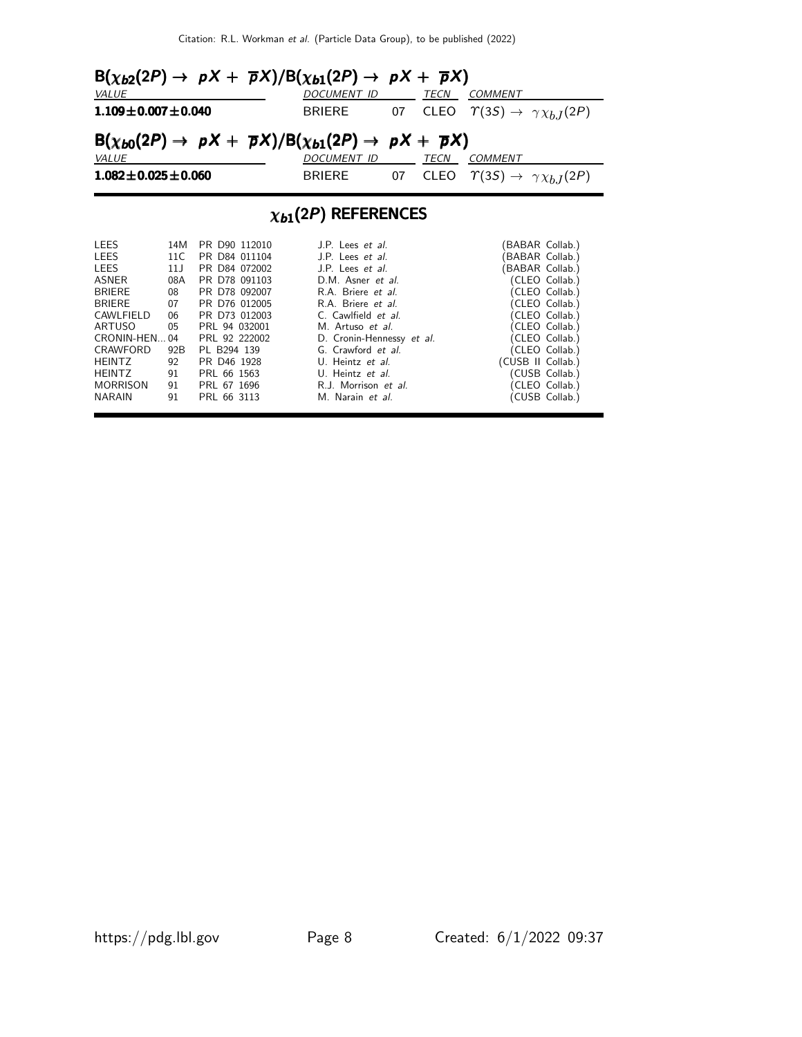### $B(\chi_{b2}(2P) \to pX + \overline{p}X)/B(\chi_{b1}(2P) \to pX + \overline{p}X)$

| VALUE | DOCUMENT ID | | TECN | COMMENT |
|---|---|---|---|---|
| **$1.109 \pm 0.007 \pm 0.040$** | BRIERE | 07 | CLEO | $\Upsilon(3S) \to \gamma\chi_{bJ}(2P)$ |

### $B(\chi_{b0}(2P) \to pX + \overline{p}X)/B(\chi_{b1}(2P) \to pX + \overline{p}X)$

| VALUE | DOCUMENT ID | | TECN | COMMENT |
|---|---|---|---|---|
| **$1.082 \pm 0.025 \pm 0.060$** | BRIERE | 07 | CLEO | $\Upsilon(3S) \to \gamma\chi_{bJ}(2P)$ |

## $\chi_{b1}(2P)$ REFERENCES

| | | | | |
|---|---|---|---|---|
| LEES | 14M | PR D90 112010 | J.P. Lees *et al.* | (BABAR Collab.) |
| LEES | 11C | PR D84 011104 | J.P. Lees *et al.* | (BABAR Collab.) |
| LEES | 11J | PR D84 072002 | J.P. Lees *et al.* | (BABAR Collab.) |
| ASNER | 08A | PR D78 091103 | D.M. Asner *et al.* | (CLEO Collab.) |
| BRIERE | 08 | PR D78 092007 | R.A. Briere *et al.* | (CLEO Collab.) |
| BRIERE | 07 | PR D76 012005 | R.A. Briere *et al.* | (CLEO Collab.) |
| CAWLFIELD | 06 | PR D73 012003 | C. Cawlfield *et al.* | (CLEO Collab.) |
| ARTUSO | 05 | PRL 94 032001 | M. Artuso *et al.* | (CLEO Collab.) |
| CRONIN-HEN... | 04 | PRL 92 222002 | D. Cronin-Hennessy *et al.* | (CLEO Collab.) |
| CRAWFORD | 92B | PL B294 139 | G. Crawford *et al.* | (CLEO Collab.) |
| HEINTZ | 92 | PR D46 1928 | U. Heintz *et al.* | (CUSB II Collab.) |
| HEINTZ | 91 | PRL 66 1563 | U. Heintz *et al.* | (CUSB Collab.) |
| MORRISON | 91 | PRL 67 1696 | R.J. Morrison *et al.* | (CLEO Collab.) |
| NARAIN | 91 | PRL 66 3113 | M. Narain *et al.* | (CUSB Collab.) |